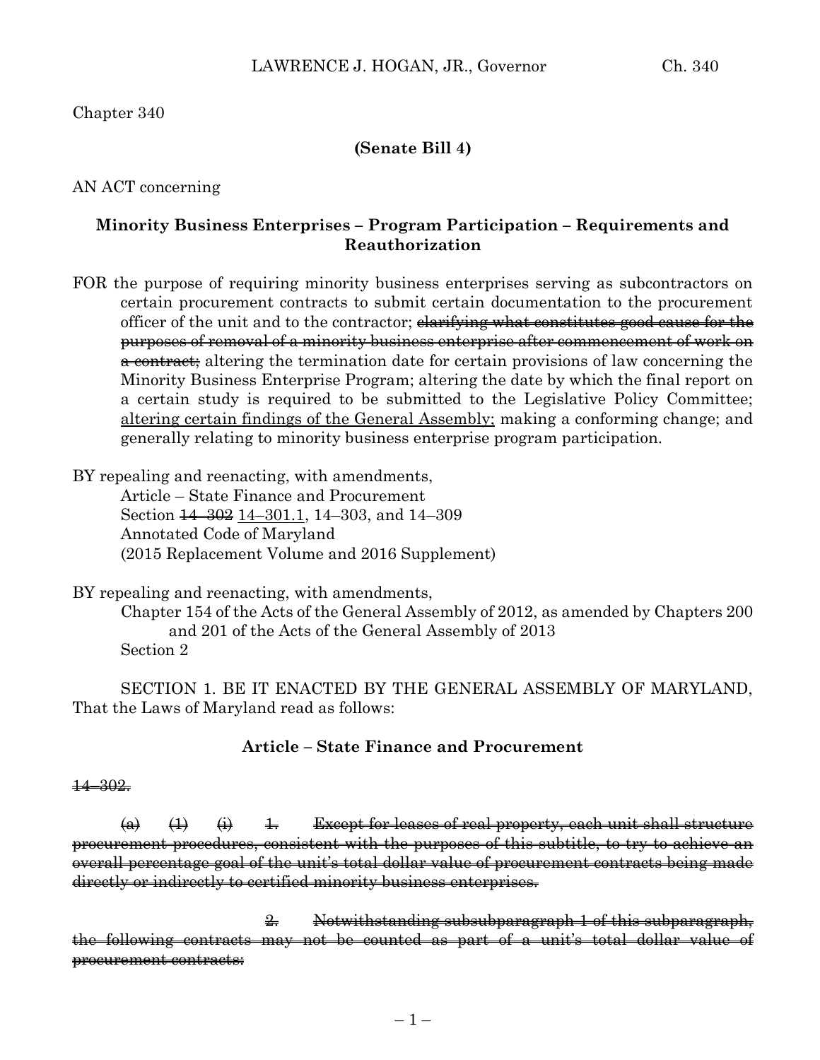Chapter 340

**(Senate Bill 4)**

AN ACT concerning

**Minority Business Enterprises – Program Participation – Requirements and Reauthorization**

FOR the purpose of requiring minority business enterprises serving as subcontractors on certain procurement contracts to submit certain documentation to the procurement officer of the unit and to the contractor; ~~clarifying what constitutes good cause for the purposes of removal of a minority business enterprise after commencement of work on a contract;~~ altering the termination date for certain provisions of law concerning the Minority Business Enterprise Program; altering the date by which the final report on a certain study is required to be submitted to the Legislative Policy Committee; <u>altering certain findings of the General Assembly;</u> making a conforming change; and generally relating to minority business enterprise program participation.

BY repealing and reenacting, with amendments,
Article – State Finance and Procurement
Section ~~14–302~~ <u>14–301.1</u>, 14–303, and 14–309
Annotated Code of Maryland
(2015 Replacement Volume and 2016 Supplement)

BY repealing and reenacting, with amendments,
Chapter 154 of the Acts of the General Assembly of 2012, as amended by Chapters 200 and 201 of the Acts of the General Assembly of 2013
Section 2

SECTION 1. BE IT ENACTED BY THE GENERAL ASSEMBLY OF MARYLAND, That the Laws of Maryland read as follows:

**Article – State Finance and Procurement**

~~14–302.~~

~~(a) (1) (i) 1. Except for leases of real property, each unit shall structure procurement procedures, consistent with the purposes of this subtitle, to try to achieve an overall percentage goal of the unit's total dollar value of procurement contracts being made directly or indirectly to certified minority business enterprises.~~

~~2. Notwithstanding subsubparagraph 1 of this subparagraph, the following contracts may not be counted as part of a unit's total dollar value of procurement contracts:~~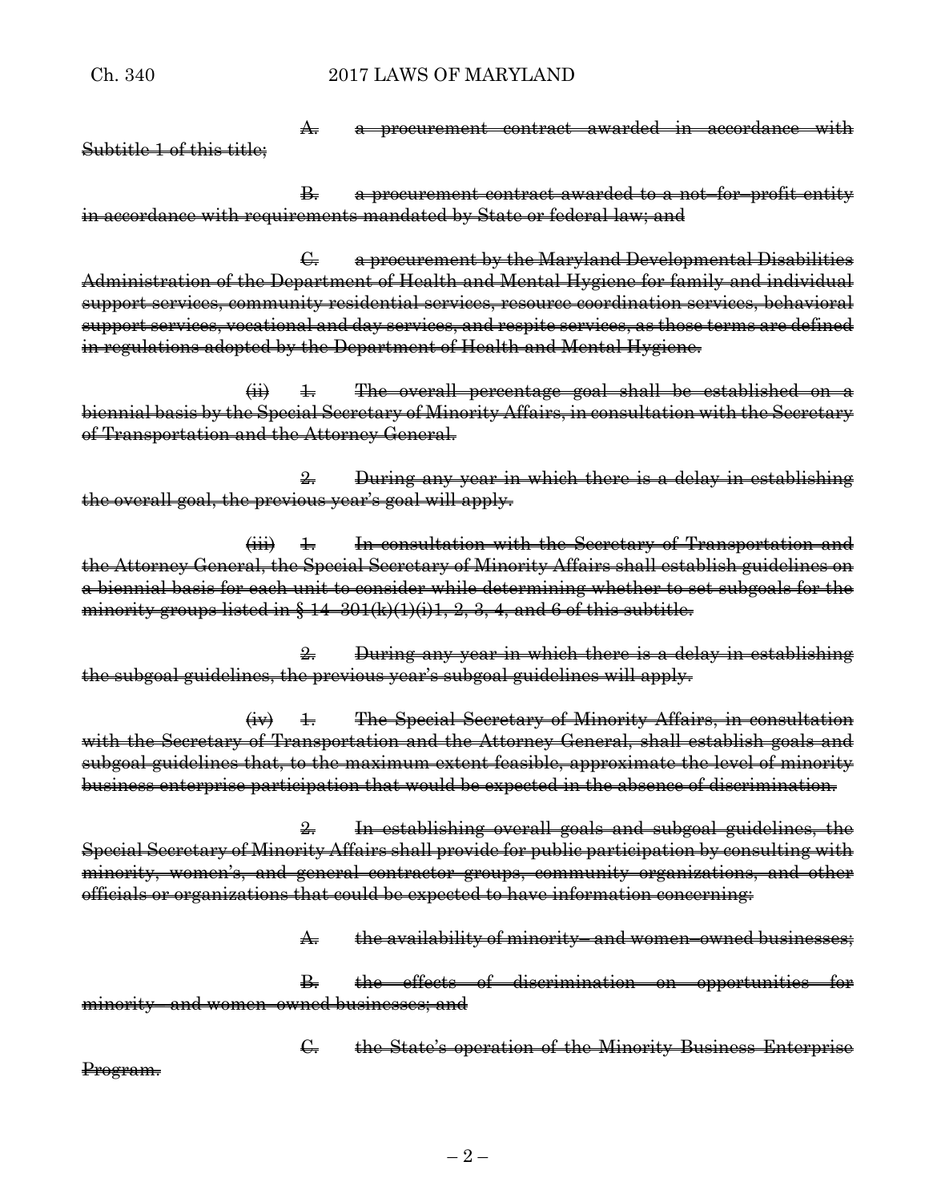A. a procurement contract awarded in accordance with Subtitle 1 of this title;

B. a procurement contract awarded to a not–for–profit entity in accordance with requirements mandated by State or federal law; and

C. a procurement by the Maryland Developmental Disabilities Administration of the Department of Health and Mental Hygiene for family and individual support services, community residential services, resource coordination services, behavioral support services, vocational and day services, and respite services, as those terms are defined in regulations adopted by the Department of Health and Mental Hygiene.

(ii) 1. The overall percentage goal shall be established on a biennial basis by the Special Secretary of Minority Affairs, in consultation with the Secretary of Transportation and the Attorney General.

2. During any year in which there is a delay in establishing the overall goal, the previous year's goal will apply.

(iii) 1. In consultation with the Secretary of Transportation and the Attorney General, the Special Secretary of Minority Affairs shall establish guidelines on a biennial basis for each unit to consider while determining whether to set subgoals for the minority groups listed in § 14–301(k)(1)(i)1, 2, 3, 4, and 6 of this subtitle.

2. During any year in which there is a delay in establishing the subgoal guidelines, the previous year's subgoal guidelines will apply.

(iv) 1. The Special Secretary of Minority Affairs, in consultation with the Secretary of Transportation and the Attorney General, shall establish goals and subgoal guidelines that, to the maximum extent feasible, approximate the level of minority business enterprise participation that would be expected in the absence of discrimination.

2. In establishing overall goals and subgoal guidelines, the Special Secretary of Minority Affairs shall provide for public participation by consulting with minority, women's, and general contractor groups, community organizations, and other officials or organizations that could be expected to have information concerning:

A. the availability of minority– and women–owned businesses;

B. the effects of discrimination on opportunities for minority– and women–owned businesses; and

C. the State's operation of the Minority Business Enterprise Program.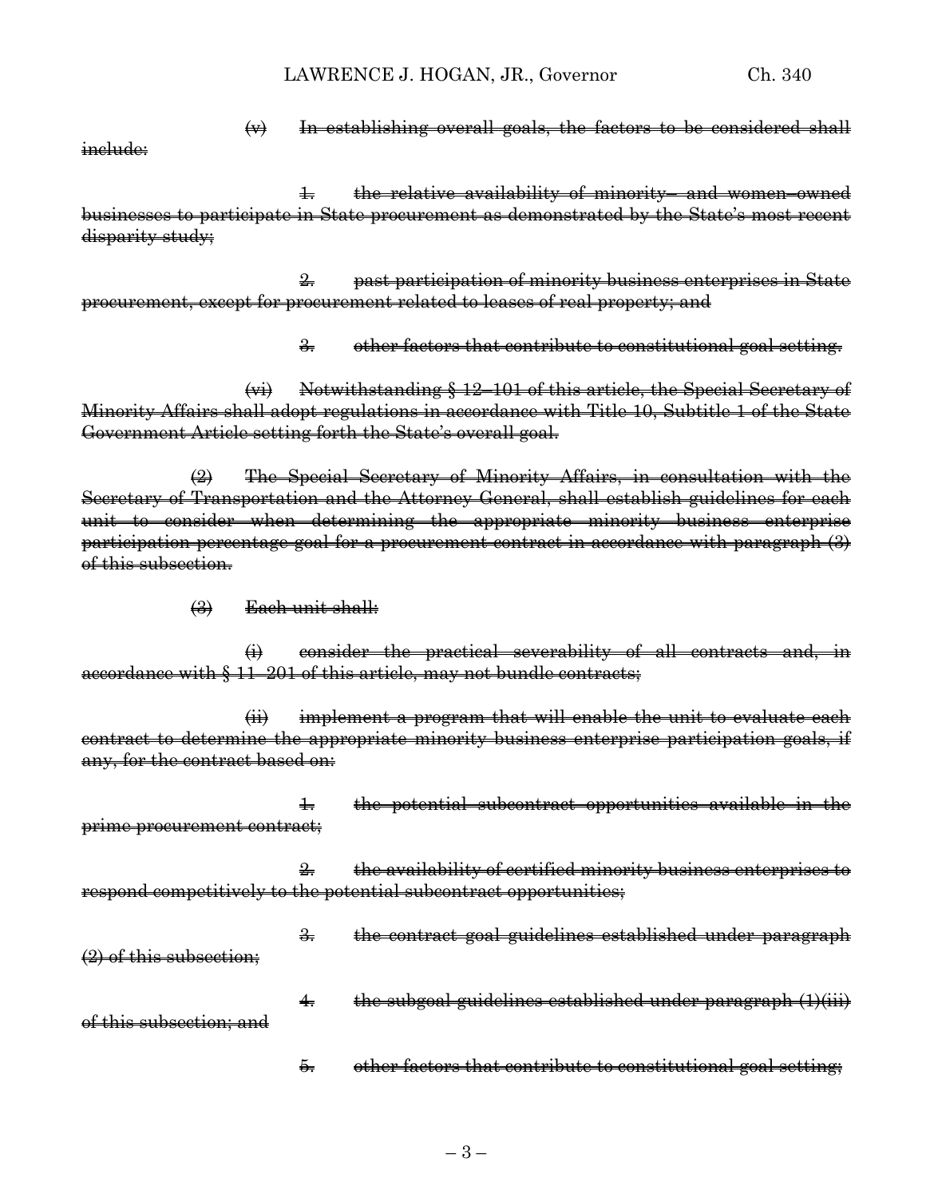~~(v) In establishing overall goals, the factors to be considered shall include:~~

~~1. the relative availability of minority– and women–owned businesses to participate in State procurement as demonstrated by the State's most recent disparity study;~~

~~2. past participation of minority business enterprises in State procurement, except for procurement related to leases of real property; and~~

~~3. other factors that contribute to constitutional goal setting.~~

~~(vi) Notwithstanding § 12–101 of this article, the Special Secretary of Minority Affairs shall adopt regulations in accordance with Title 10, Subtitle 1 of the State Government Article setting forth the State's overall goal.~~

~~(2) The Special Secretary of Minority Affairs, in consultation with the Secretary of Transportation and the Attorney General, shall establish guidelines for each unit to consider when determining the appropriate minority business enterprise participation percentage goal for a procurement contract in accordance with paragraph (3) of this subsection.~~

~~(3) Each unit shall:~~

~~(i) consider the practical severability of all contracts and, in accordance with § 11–201 of this article, may not bundle contracts;~~

~~(ii) implement a program that will enable the unit to evaluate each contract to determine the appropriate minority business enterprise participation goals, if any, for the contract based on:~~

~~1. the potential subcontract opportunities available in the prime procurement contract;~~

~~2. the availability of certified minority business enterprises to respond competitively to the potential subcontract opportunities;~~

~~3. the contract goal guidelines established under paragraph (2) of this subsection;~~

~~4. the subgoal guidelines established under paragraph (1)(iii) of this subsection; and~~

~~5. other factors that contribute to constitutional goal setting;~~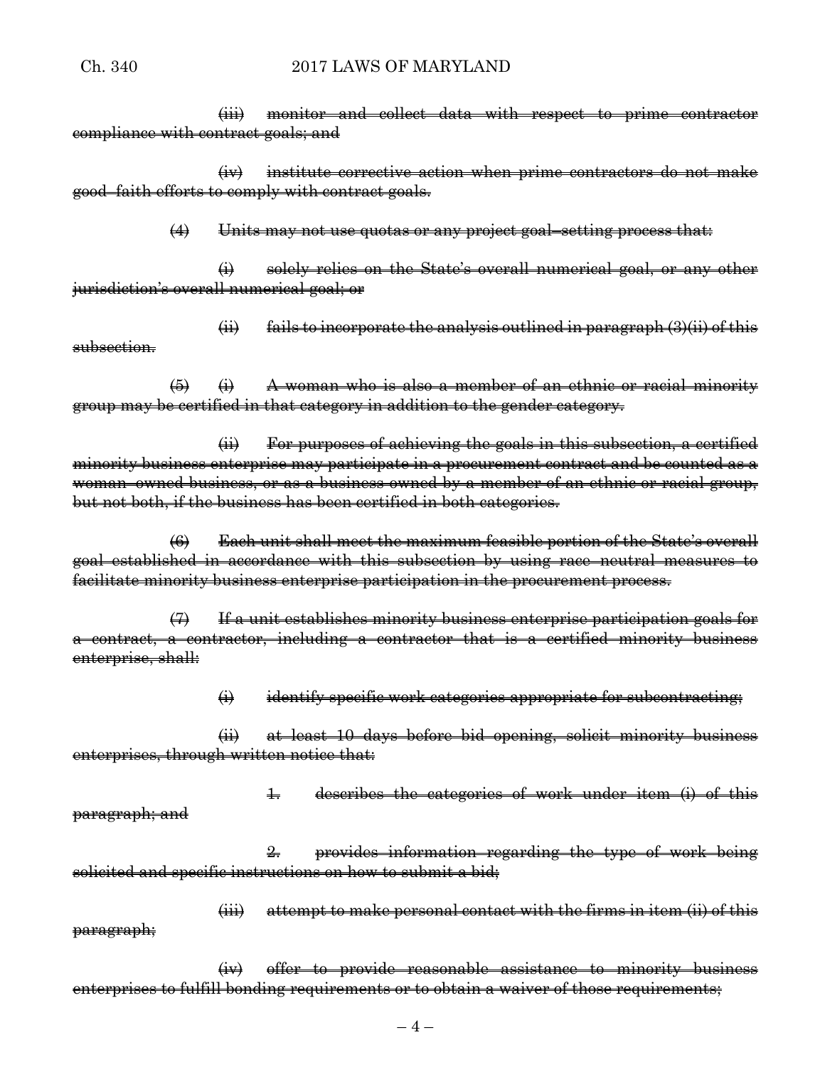~~(iii) monitor and collect data with respect to prime contractor compliance with contract goals; and~~

~~(iv) institute corrective action when prime contractors do not make good–faith efforts to comply with contract goals.~~

~~(4) Units may not use quotas or any project goal–setting process that:~~

~~(i) solely relies on the State's overall numerical goal, or any other jurisdiction's overall numerical goal; or~~

~~(ii) fails to incorporate the analysis outlined in paragraph (3)(ii) of this subsection.~~

~~(5) (i) A woman who is also a member of an ethnic or racial minority group may be certified in that category in addition to the gender category.~~

~~(ii) For purposes of achieving the goals in this subsection, a certified minority business enterprise may participate in a procurement contract and be counted as a woman–owned business, or as a business owned by a member of an ethnic or racial group, but not both, if the business has been certified in both categories.~~

~~(6) Each unit shall meet the maximum feasible portion of the State's overall goal established in accordance with this subsection by using race neutral measures to facilitate minority business enterprise participation in the procurement process.~~

~~(7) If a unit establishes minority business enterprise participation goals for a contract, a contractor, including a contractor that is a certified minority business enterprise, shall:~~

~~(i) identify specific work categories appropriate for subcontracting;~~

~~(ii) at least 10 days before bid opening, solicit minority business enterprises, through written notice that:~~

~~1. describes the categories of work under item (i) of this paragraph; and~~

~~2. provides information regarding the type of work being solicited and specific instructions on how to submit a bid;~~

~~(iii) attempt to make personal contact with the firms in item (ii) of this paragraph;~~

~~(iv) offer to provide reasonable assistance to minority business enterprises to fulfill bonding requirements or to obtain a waiver of those requirements;~~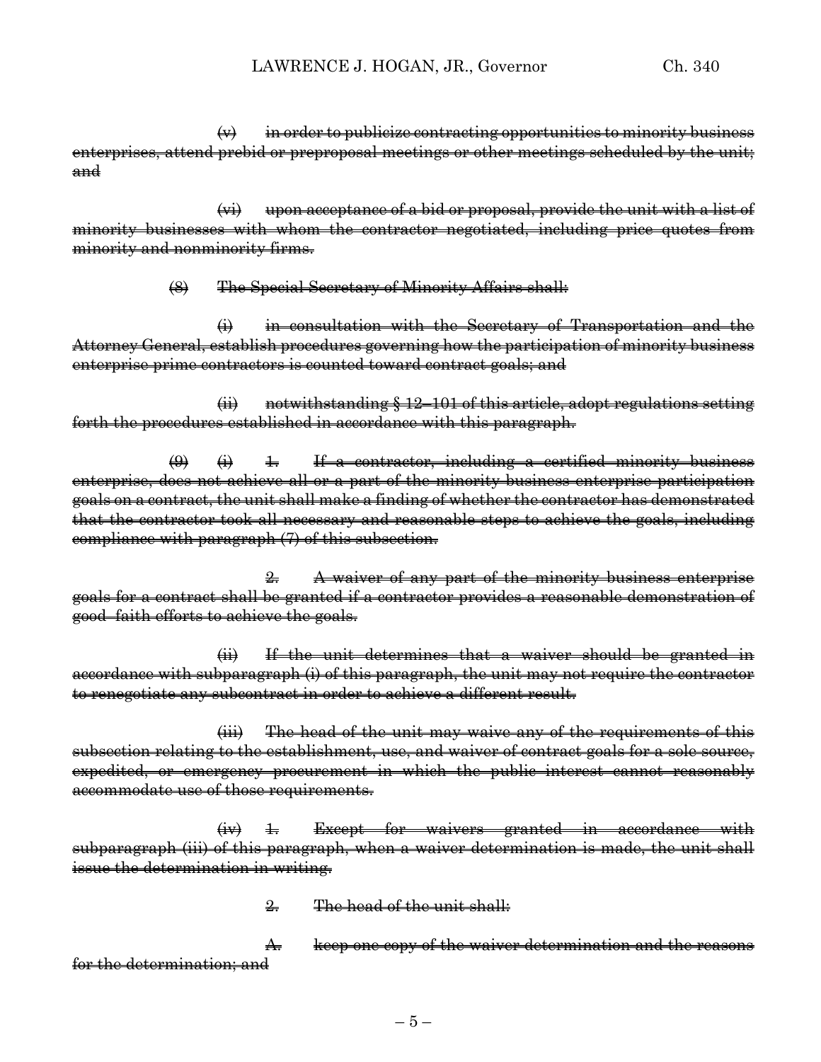~~(v) in order to publicize contracting opportunities to minority business enterprises, attend prebid or preproposal meetings or other meetings scheduled by the unit; and~~

~~(vi) upon acceptance of a bid or proposal, provide the unit with a list of minority businesses with whom the contractor negotiated, including price quotes from minority and nonminority firms.~~

~~(8) The Special Secretary of Minority Affairs shall:~~

~~(i) in consultation with the Secretary of Transportation and the Attorney General, establish procedures governing how the participation of minority business enterprise prime contractors is counted toward contract goals; and~~

~~(ii) notwithstanding § 12–101 of this article, adopt regulations setting forth the procedures established in accordance with this paragraph.~~

~~(9) (i) 1. If a contractor, including a certified minority business enterprise, does not achieve all or a part of the minority business enterprise participation goals on a contract, the unit shall make a finding of whether the contractor has demonstrated that the contractor took all necessary and reasonable steps to achieve the goals, including compliance with paragraph (7) of this subsection.~~

~~2. A waiver of any part of the minority business enterprise goals for a contract shall be granted if a contractor provides a reasonable demonstration of good–faith efforts to achieve the goals.~~

~~(ii) If the unit determines that a waiver should be granted in accordance with subparagraph (i) of this paragraph, the unit may not require the contractor to renegotiate any subcontract in order to achieve a different result.~~

~~(iii) The head of the unit may waive any of the requirements of this subsection relating to the establishment, use, and waiver of contract goals for a sole source, expedited, or emergency procurement in which the public interest cannot reasonably accommodate use of those requirements.~~

~~(iv) 1. Except for waivers granted in accordance with subparagraph (iii) of this paragraph, when a waiver determination is made, the unit shall issue the determination in writing.~~

~~2. The head of the unit shall:~~

~~A. keep one copy of the waiver determination and the reasons for the determination; and~~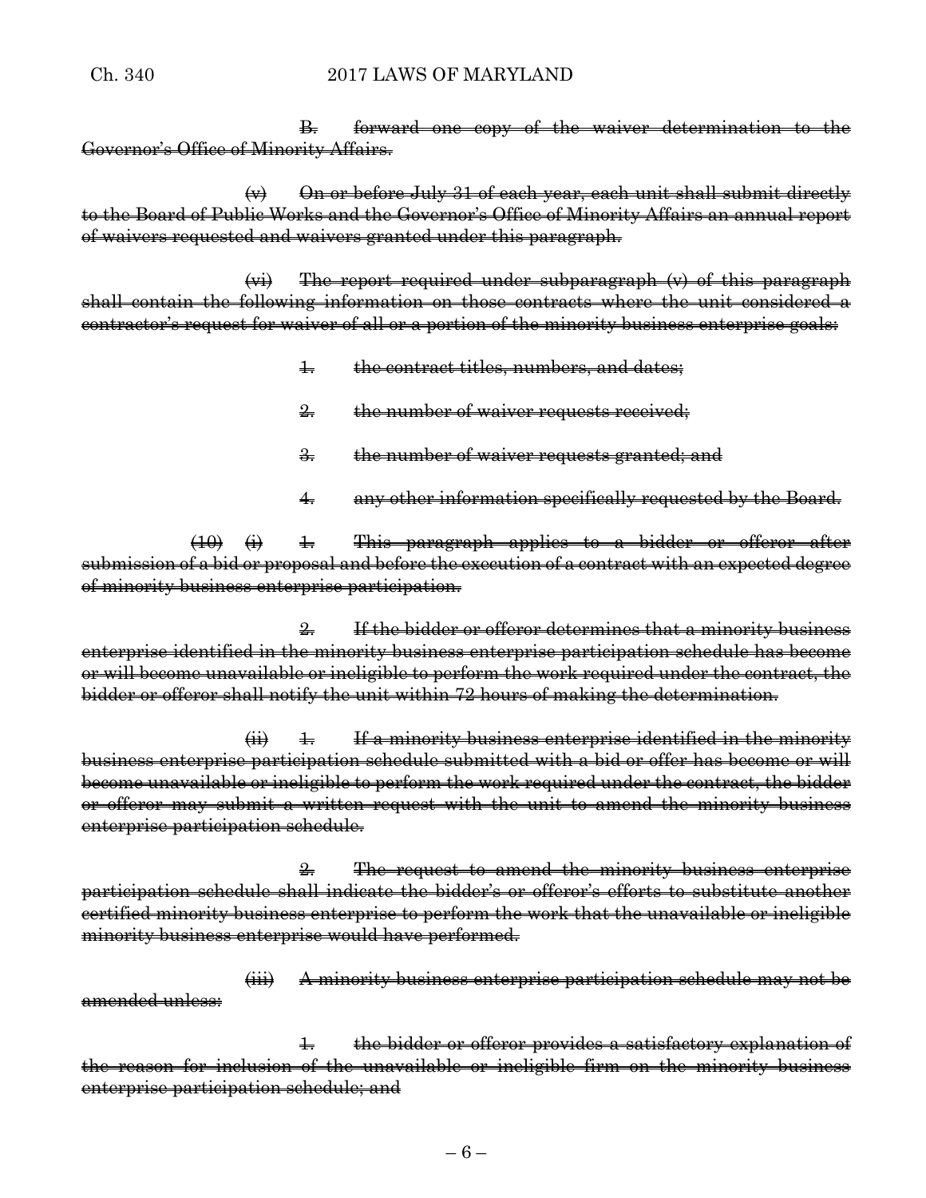~~B. forward one copy of the waiver determination to the Governor's Office of Minority Affairs.~~

~~(v) On or before July 31 of each year, each unit shall submit directly to the Board of Public Works and the Governor's Office of Minority Affairs an annual report of waivers requested and waivers granted under this paragraph.~~

~~(vi) The report required under subparagraph (v) of this paragraph shall contain the following information on those contracts where the unit considered a contractor's request for waiver of all or a portion of the minority business enterprise goals:~~

~~1. the contract titles, numbers, and dates;~~

~~2. the number of waiver requests received;~~

~~3. the number of waiver requests granted; and~~

~~4. any other information specifically requested by the Board.~~

~~(10) (i) 1. This paragraph applies to a bidder or offeror after submission of a bid or proposal and before the execution of a contract with an expected degree of minority business enterprise participation.~~

~~2. If the bidder or offeror determines that a minority business enterprise identified in the minority business enterprise participation schedule has become or will become unavailable or ineligible to perform the work required under the contract, the bidder or offeror shall notify the unit within 72 hours of making the determination.~~

~~(ii) 1. If a minority business enterprise identified in the minority business enterprise participation schedule submitted with a bid or offer has become or will become unavailable or ineligible to perform the work required under the contract, the bidder or offeror may submit a written request with the unit to amend the minority business enterprise participation schedule.~~

~~2. The request to amend the minority business enterprise participation schedule shall indicate the bidder's or offeror's efforts to substitute another certified minority business enterprise to perform the work that the unavailable or ineligible minority business enterprise would have performed.~~

~~(iii) A minority business enterprise participation schedule may not be amended unless:~~

~~1. the bidder or offeror provides a satisfactory explanation of the reason for inclusion of the unavailable or ineligible firm on the minority business enterprise participation schedule; and~~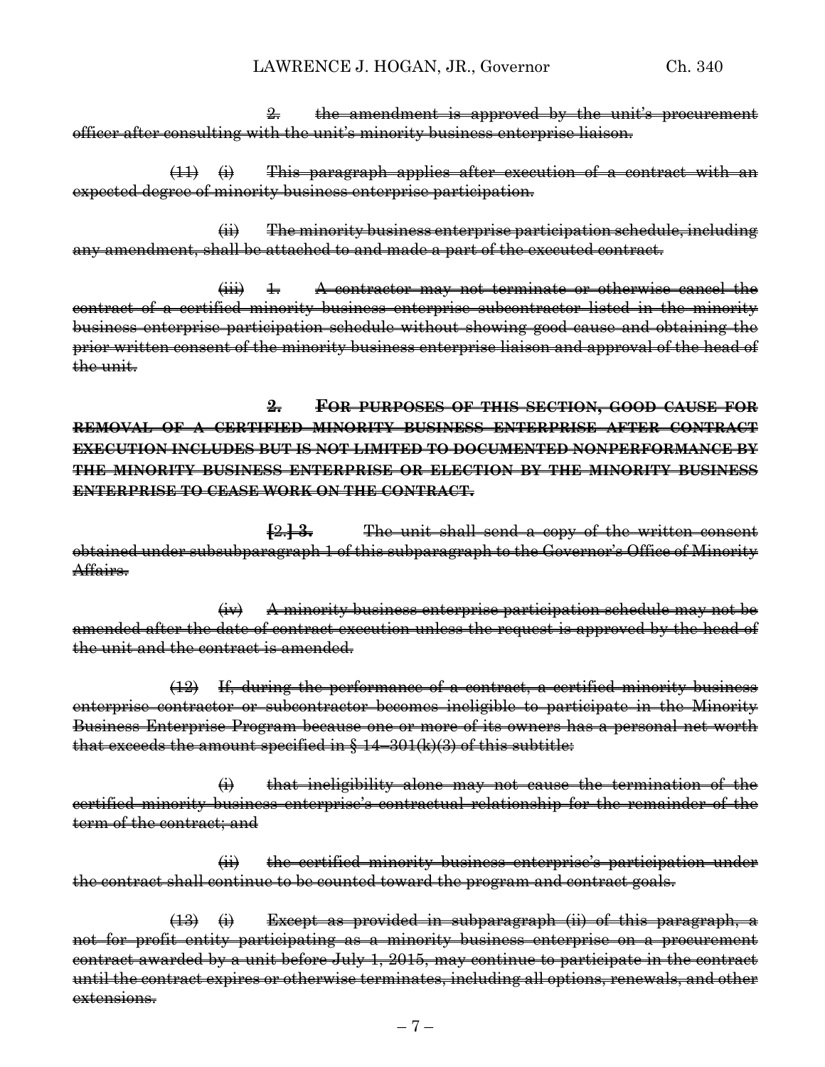2. the amendment is approved by the unit's procurement officer after consulting with the unit's minority business enterprise liaison.

(11) (i) This paragraph applies after execution of a contract with an expected degree of minority business enterprise participation.

(ii) The minority business enterprise participation schedule, including any amendment, shall be attached to and made a part of the executed contract.

(iii) 1. A contractor may not terminate or otherwise cancel the contract of a certified minority business enterprise subcontractor listed in the minority business enterprise participation schedule without showing good cause and obtaining the prior written consent of the minority business enterprise liaison and approval of the head of the unit.

**2. FOR PURPOSES OF THIS SECTION, GOOD CAUSE FOR REMOVAL OF A CERTIFIED MINORITY BUSINESS ENTERPRISE AFTER CONTRACT EXECUTION INCLUDES BUT IS NOT LIMITED TO DOCUMENTED NONPERFORMANCE BY THE MINORITY BUSINESS ENTERPRISE OR ELECTION BY THE MINORITY BUSINESS ENTERPRISE TO CEASE WORK ON THE CONTRACT.**

[2.] **3.** The unit shall send a copy of the written consent obtained under subsubparagraph 1 of this subparagraph to the Governor's Office of Minority Affairs.

(iv) A minority business enterprise participation schedule may not be amended after the date of contract execution unless the request is approved by the head of the unit and the contract is amended.

(12) If, during the performance of a contract, a certified minority business enterprise contractor or subcontractor becomes ineligible to participate in the Minority Business Enterprise Program because one or more of its owners has a personal net worth that exceeds the amount specified in § 14–301(k)(3) of this subtitle:

(i) that ineligibility alone may not cause the termination of the certified minority business enterprise's contractual relationship for the remainder of the term of the contract; and

(ii) the certified minority business enterprise's participation under the contract shall continue to be counted toward the program and contract goals.

(13) (i) Except as provided in subparagraph (ii) of this paragraph, a not for profit entity participating as a minority business enterprise on a procurement contract awarded by a unit before July 1, 2015, may continue to participate in the contract until the contract expires or otherwise terminates, including all options, renewals, and other extensions.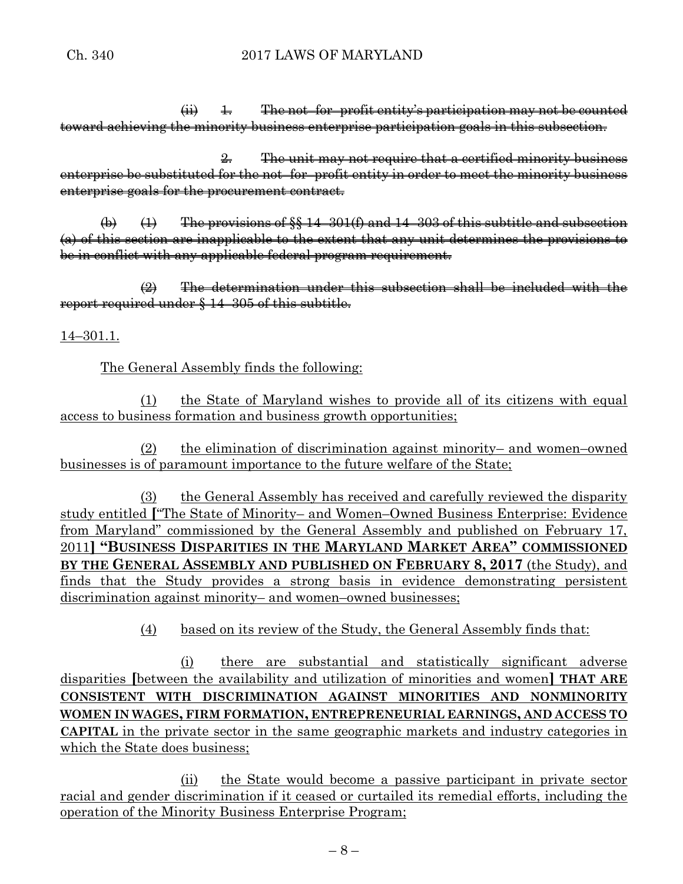~~(ii) 1. The not–for–profit entity's participation may not be counted toward achieving the minority business enterprise participation goals in this subsection.~~

~~2. The unit may not require that a certified minority business enterprise be substituted for the not–for–profit entity in order to meet the minority business enterprise goals for the procurement contract.~~

~~(b) (1) The provisions of §§ 14–301(f) and 14–303 of this subtitle and subsection (a) of this section are inapplicable to the extent that any unit determines the provisions to be in conflict with any applicable federal program requirement.~~

~~(2) The determination under this subsection shall be included with the report required under § 14–305 of this subtitle.~~

<u>14–301.1.</u>

<u>The General Assembly finds the following:</u>

<u>(1) the State of Maryland wishes to provide all of its citizens with equal access to business formation and business growth opportunities;</u>

<u>(2) the elimination of discrimination against minority– and women–owned businesses is of paramount importance to the future welfare of the State;</u>

<u>(3) the General Assembly has received and carefully reviewed the disparity study entitled</u> **[**<u>"The State of Minority– and Women–Owned Business Enterprise: Evidence from Maryland" commissioned by the General Assembly and published on February 17, 2011</u>**]** **<u>"BUSINESS DISPARITIES IN THE MARYLAND MARKET AREA" COMMISSIONED BY THE GENERAL ASSEMBLY AND PUBLISHED ON FEBRUARY 8, 2017</u>** <u>(the Study), and finds that the Study provides a strong basis in evidence demonstrating persistent discrimination against minority– and women–owned businesses;</u>

<u>(4) based on its review of the Study, the General Assembly finds that:</u>

<u>(i) there are substantial and statistically significant adverse disparities</u> **[**<u>between the availability and utilization of minorities and women</u>**]** **<u>THAT ARE CONSISTENT WITH DISCRIMINATION AGAINST MINORITIES AND NONMINORITY WOMEN IN WAGES, FIRM FORMATION, ENTREPRENEURIAL EARNINGS, AND ACCESS TO CAPITAL</u>** <u>in the private sector in the same geographic markets and industry categories in which the State does business;</u>

<u>(ii) the State would become a passive participant in private sector racial and gender discrimination if it ceased or curtailed its remedial efforts, including the operation of the Minority Business Enterprise Program;</u>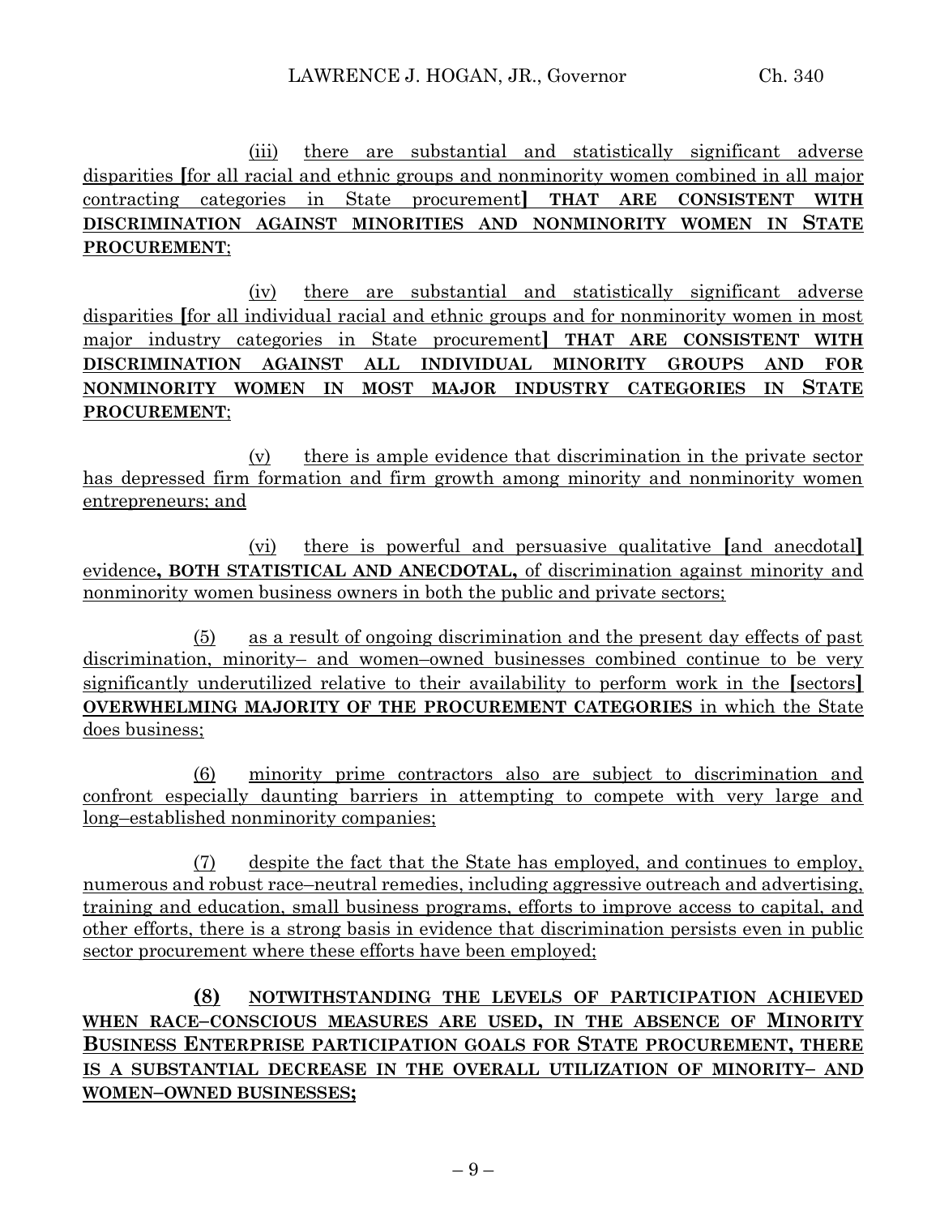(iii) there are substantial and statistically significant adverse disparities [for all racial and ethnic groups and nonminority women combined in all major contracting categories in State procurement] **THAT ARE CONSISTENT WITH DISCRIMINATION AGAINST MINORITIES AND NONMINORITY WOMEN IN STATE PROCUREMENT**;

(iv) there are substantial and statistically significant adverse disparities [for all individual racial and ethnic groups and for nonminority women in most major industry categories in State procurement] **THAT ARE CONSISTENT WITH DISCRIMINATION AGAINST ALL INDIVIDUAL MINORITY GROUPS AND FOR NONMINORITY WOMEN IN MOST MAJOR INDUSTRY CATEGORIES IN STATE PROCUREMENT**;

(v) there is ample evidence that discrimination in the private sector has depressed firm formation and firm growth among minority and nonminority women entrepreneurs; and

(vi) there is powerful and persuasive qualitative [and anecdotal] evidence**, BOTH STATISTICAL AND ANECDOTAL,** of discrimination against minority and nonminority women business owners in both the public and private sectors;

(5) as a result of ongoing discrimination and the present day effects of past discrimination, minority– and women–owned businesses combined continue to be very significantly underutilized relative to their availability to perform work in the [sectors] **OVERWHELMING MAJORITY OF THE PROCUREMENT CATEGORIES** in which the State does business;

(6) minority prime contractors also are subject to discrimination and confront especially daunting barriers in attempting to compete with very large and long–established nonminority companies;

(7) despite the fact that the State has employed, and continues to employ, numerous and robust race–neutral remedies, including aggressive outreach and advertising, training and education, small business programs, efforts to improve access to capital, and other efforts, there is a strong basis in evidence that discrimination persists even in public sector procurement where these efforts have been employed;

**(8) NOTWITHSTANDING THE LEVELS OF PARTICIPATION ACHIEVED WHEN RACE–CONSCIOUS MEASURES ARE USED, IN THE ABSENCE OF MINORITY BUSINESS ENTERPRISE PARTICIPATION GOALS FOR STATE PROCUREMENT, THERE IS A SUBSTANTIAL DECREASE IN THE OVERALL UTILIZATION OF MINORITY– AND WOMEN–OWNED BUSINESSES;**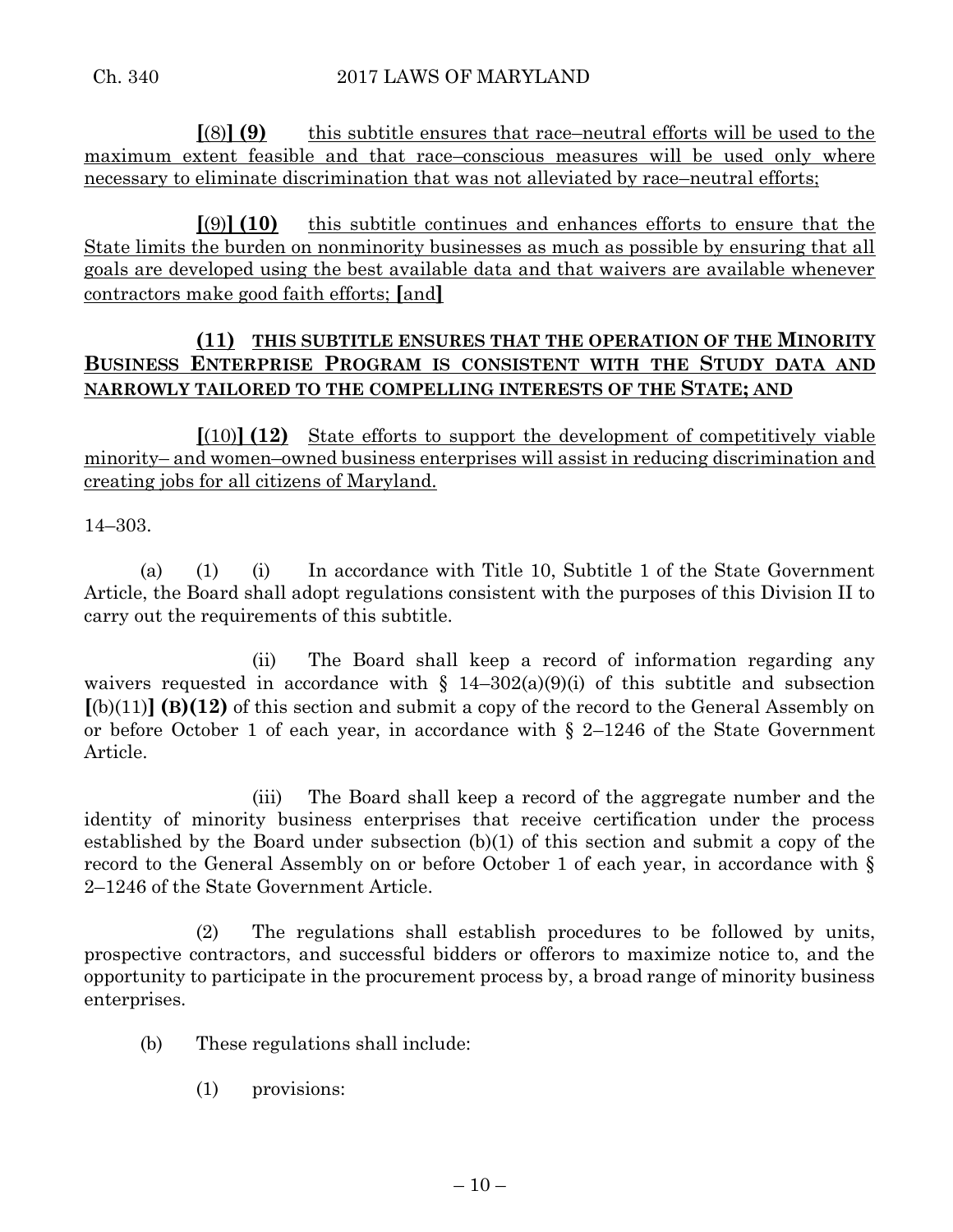**[**(8)**] (9)** this subtitle ensures that race–neutral efforts will be used to the maximum extent feasible and that race–conscious measures will be used only where necessary to eliminate discrimination that was not alleviated by race–neutral efforts;

**[**(9)**] (10)** this subtitle continues and enhances efforts to ensure that the State limits the burden on nonminority businesses as much as possible by ensuring that all goals are developed using the best available data and that waivers are available whenever contractors make good faith efforts; **[**and**]**

**(11) THIS SUBTITLE ENSURES THAT THE OPERATION OF THE MINORITY BUSINESS ENTERPRISE PROGRAM IS CONSISTENT WITH THE STUDY DATA AND NARROWLY TAILORED TO THE COMPELLING INTERESTS OF THE STATE; AND**

**[**(10)**] (12)** State efforts to support the development of competitively viable minority– and women–owned business enterprises will assist in reducing discrimination and creating jobs for all citizens of Maryland.

14–303.

(a) (1) (i) In accordance with Title 10, Subtitle 1 of the State Government Article, the Board shall adopt regulations consistent with the purposes of this Division II to carry out the requirements of this subtitle.

(ii) The Board shall keep a record of information regarding any waivers requested in accordance with § 14–302(a)(9)(i) of this subtitle and subsection **[**(b)(11)**] (B)(12)** of this section and submit a copy of the record to the General Assembly on or before October 1 of each year, in accordance with § 2–1246 of the State Government Article.

(iii) The Board shall keep a record of the aggregate number and the identity of minority business enterprises that receive certification under the process established by the Board under subsection (b)(1) of this section and submit a copy of the record to the General Assembly on or before October 1 of each year, in accordance with § 2–1246 of the State Government Article.

(2) The regulations shall establish procedures to be followed by units, prospective contractors, and successful bidders or offerors to maximize notice to, and the opportunity to participate in the procurement process by, a broad range of minority business enterprises.

(b) These regulations shall include:

(1) provisions: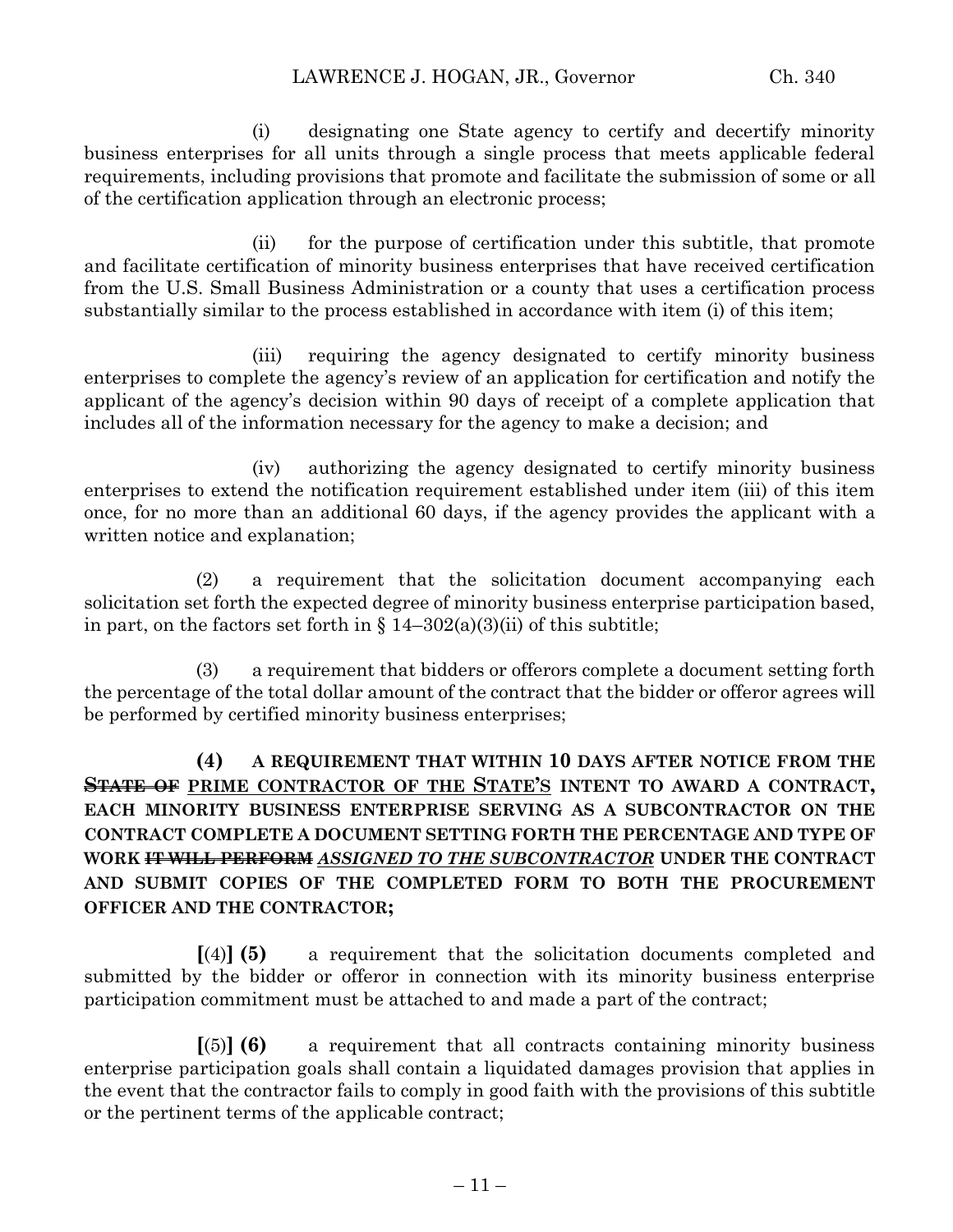(i) designating one State agency to certify and decertify minority business enterprises for all units through a single process that meets applicable federal requirements, including provisions that promote and facilitate the submission of some or all of the certification application through an electronic process;

(ii) for the purpose of certification under this subtitle, that promote and facilitate certification of minority business enterprises that have received certification from the U.S. Small Business Administration or a county that uses a certification process substantially similar to the process established in accordance with item (i) of this item;

(iii) requiring the agency designated to certify minority business enterprises to complete the agency's review of an application for certification and notify the applicant of the agency's decision within 90 days of receipt of a complete application that includes all of the information necessary for the agency to make a decision; and

(iv) authorizing the agency designated to certify minority business enterprises to extend the notification requirement established under item (iii) of this item once, for no more than an additional 60 days, if the agency provides the applicant with a written notice and explanation;

(2) a requirement that the solicitation document accompanying each solicitation set forth the expected degree of minority business enterprise participation based, in part, on the factors set forth in § 14–302(a)(3)(ii) of this subtitle;

(3) a requirement that bidders or offerors complete a document setting forth the percentage of the total dollar amount of the contract that the bidder or offeror agrees will be performed by certified minority business enterprises;

**(4) A REQUIREMENT THAT WITHIN 10 DAYS AFTER NOTICE FROM THE ~~STATE OF~~ PRIME CONTRACTOR OF THE STATE'S INTENT TO AWARD A CONTRACT, EACH MINORITY BUSINESS ENTERPRISE SERVING AS A SUBCONTRACTOR ON THE CONTRACT COMPLETE A DOCUMENT SETTING FORTH THE PERCENTAGE AND TYPE OF WORK ~~IT WILL PERFORM~~ *ASSIGNED TO THE SUBCONTRACTOR* UNDER THE CONTRACT AND SUBMIT COPIES OF THE COMPLETED FORM TO BOTH THE PROCUREMENT OFFICER AND THE CONTRACTOR;**

[(4)] **(5)** a requirement that the solicitation documents completed and submitted by the bidder or offeror in connection with its minority business enterprise participation commitment must be attached to and made a part of the contract;

[(5)] **(6)** a requirement that all contracts containing minority business enterprise participation goals shall contain a liquidated damages provision that applies in the event that the contractor fails to comply in good faith with the provisions of this subtitle or the pertinent terms of the applicable contract;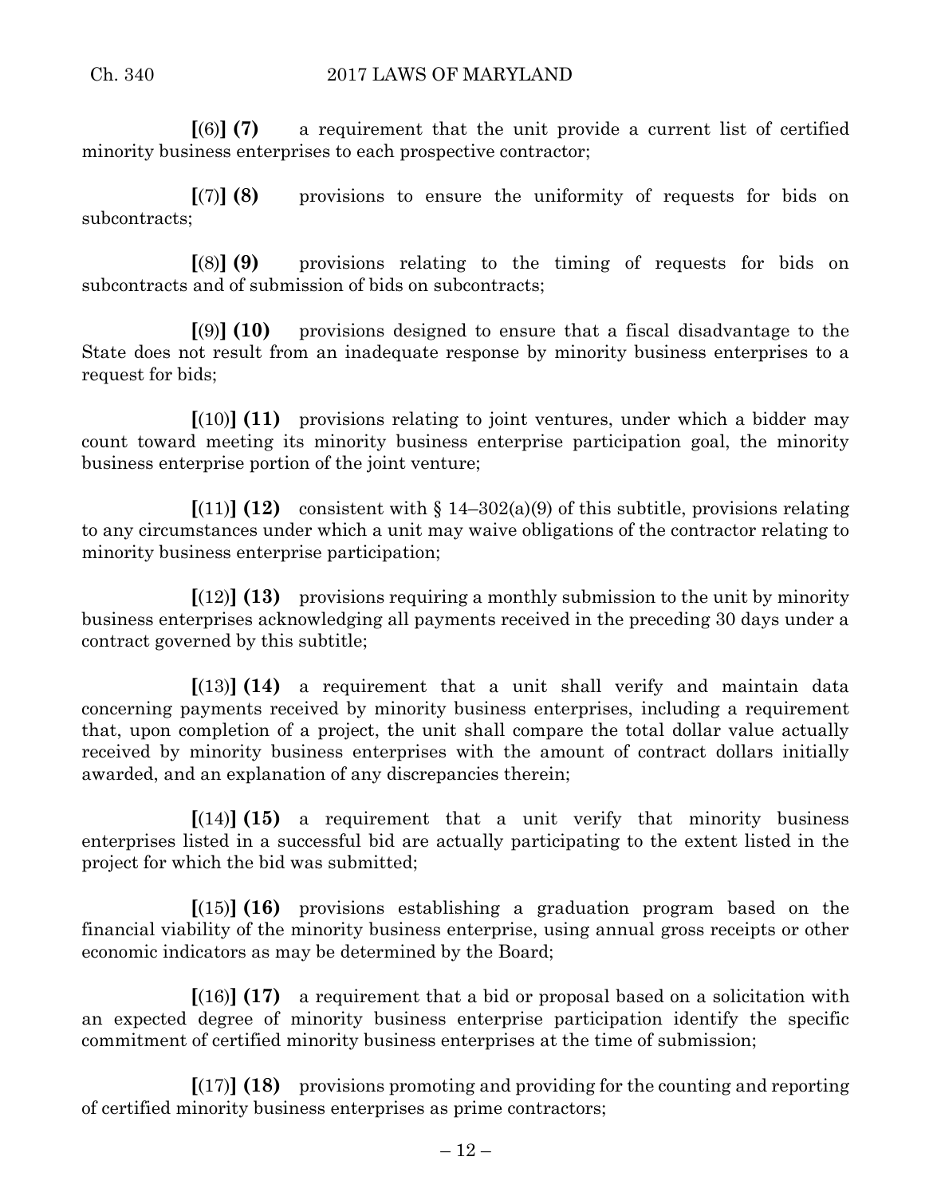**[**(6)**] (7)** a requirement that the unit provide a current list of certified minority business enterprises to each prospective contractor;

**[**(7)**] (8)** provisions to ensure the uniformity of requests for bids on subcontracts;

**[**(8)**] (9)** provisions relating to the timing of requests for bids on subcontracts and of submission of bids on subcontracts;

**[**(9)**] (10)** provisions designed to ensure that a fiscal disadvantage to the State does not result from an inadequate response by minority business enterprises to a request for bids;

**[**(10)**] (11)** provisions relating to joint ventures, under which a bidder may count toward meeting its minority business enterprise participation goal, the minority business enterprise portion of the joint venture;

**[**(11)**] (12)** consistent with § 14–302(a)(9) of this subtitle, provisions relating to any circumstances under which a unit may waive obligations of the contractor relating to minority business enterprise participation;

**[**(12)**] (13)** provisions requiring a monthly submission to the unit by minority business enterprises acknowledging all payments received in the preceding 30 days under a contract governed by this subtitle;

**[**(13)**] (14)** a requirement that a unit shall verify and maintain data concerning payments received by minority business enterprises, including a requirement that, upon completion of a project, the unit shall compare the total dollar value actually received by minority business enterprises with the amount of contract dollars initially awarded, and an explanation of any discrepancies therein;

**[**(14)**] (15)** a requirement that a unit verify that minority business enterprises listed in a successful bid are actually participating to the extent listed in the project for which the bid was submitted;

**[**(15)**] (16)** provisions establishing a graduation program based on the financial viability of the minority business enterprise, using annual gross receipts or other economic indicators as may be determined by the Board;

**[**(16)**] (17)** a requirement that a bid or proposal based on a solicitation with an expected degree of minority business enterprise participation identify the specific commitment of certified minority business enterprises at the time of submission;

**[**(17)**] (18)** provisions promoting and providing for the counting and reporting of certified minority business enterprises as prime contractors;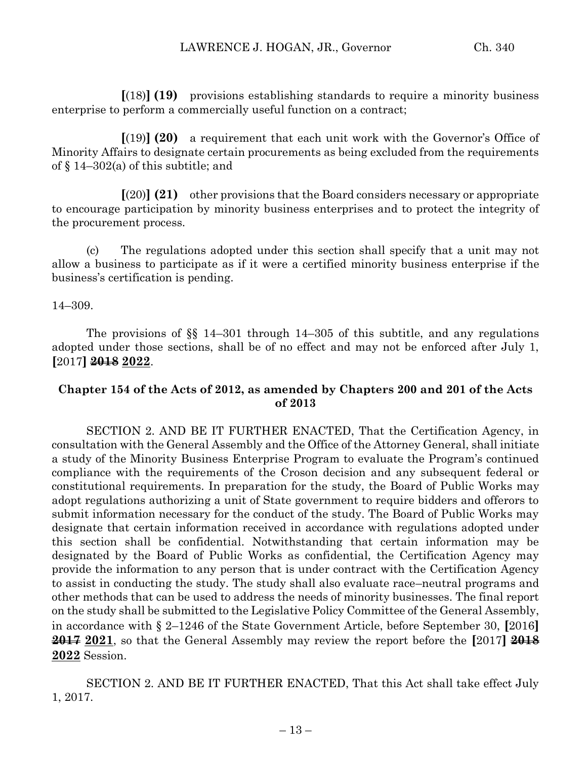**[**(18)**] (19)** provisions establishing standards to require a minority business enterprise to perform a commercially useful function on a contract;

**[**(19)**] (20)** a requirement that each unit work with the Governor's Office of Minority Affairs to designate certain procurements as being excluded from the requirements of § 14–302(a) of this subtitle; and

**[**(20)**] (21)** other provisions that the Board considers necessary or appropriate to encourage participation by minority business enterprises and to protect the integrity of the procurement process.

(c) The regulations adopted under this section shall specify that a unit may not allow a business to participate as if it were a certified minority business enterprise if the business's certification is pending.

14–309.

The provisions of §§ 14–301 through 14–305 of this subtitle, and any regulations adopted under those sections, shall be of no effect and may not be enforced after July 1, **[**2017**]** ~~**2018**~~ **<u>2022</u>**.

**Chapter 154 of the Acts of 2012, as amended by Chapters 200 and 201 of the Acts of 2013**

SECTION 2. AND BE IT FURTHER ENACTED, That the Certification Agency, in consultation with the General Assembly and the Office of the Attorney General, shall initiate a study of the Minority Business Enterprise Program to evaluate the Program's continued compliance with the requirements of the Croson decision and any subsequent federal or constitutional requirements. In preparation for the study, the Board of Public Works may adopt regulations authorizing a unit of State government to require bidders and offerors to submit information necessary for the conduct of the study. The Board of Public Works may designate that certain information received in accordance with regulations adopted under this section shall be confidential. Notwithstanding that certain information may be designated by the Board of Public Works as confidential, the Certification Agency may provide the information to any person that is under contract with the Certification Agency to assist in conducting the study. The study shall also evaluate race–neutral programs and other methods that can be used to address the needs of minority businesses. The final report on the study shall be submitted to the Legislative Policy Committee of the General Assembly, in accordance with § 2–1246 of the State Government Article, before September 30, **[**2016**]** ~~**2017**~~ **<u>2021</u>**, so that the General Assembly may review the report before the **[**2017**]** ~~**2018**~~ **<u>2022</u>** Session.

SECTION 2. AND BE IT FURTHER ENACTED, That this Act shall take effect July 1, 2017.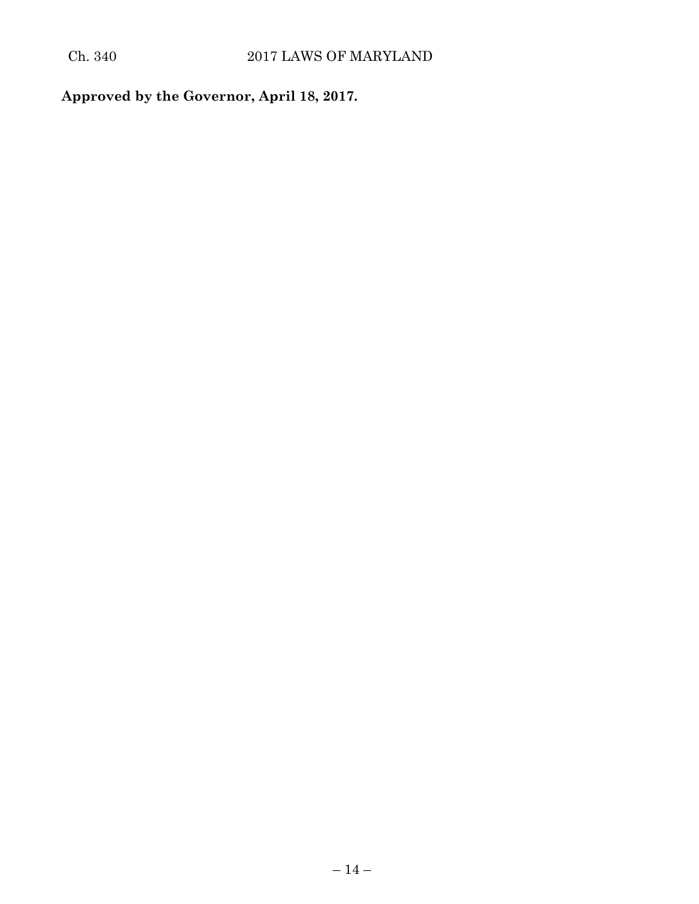**Approved by the Governor, April 18, 2017.**